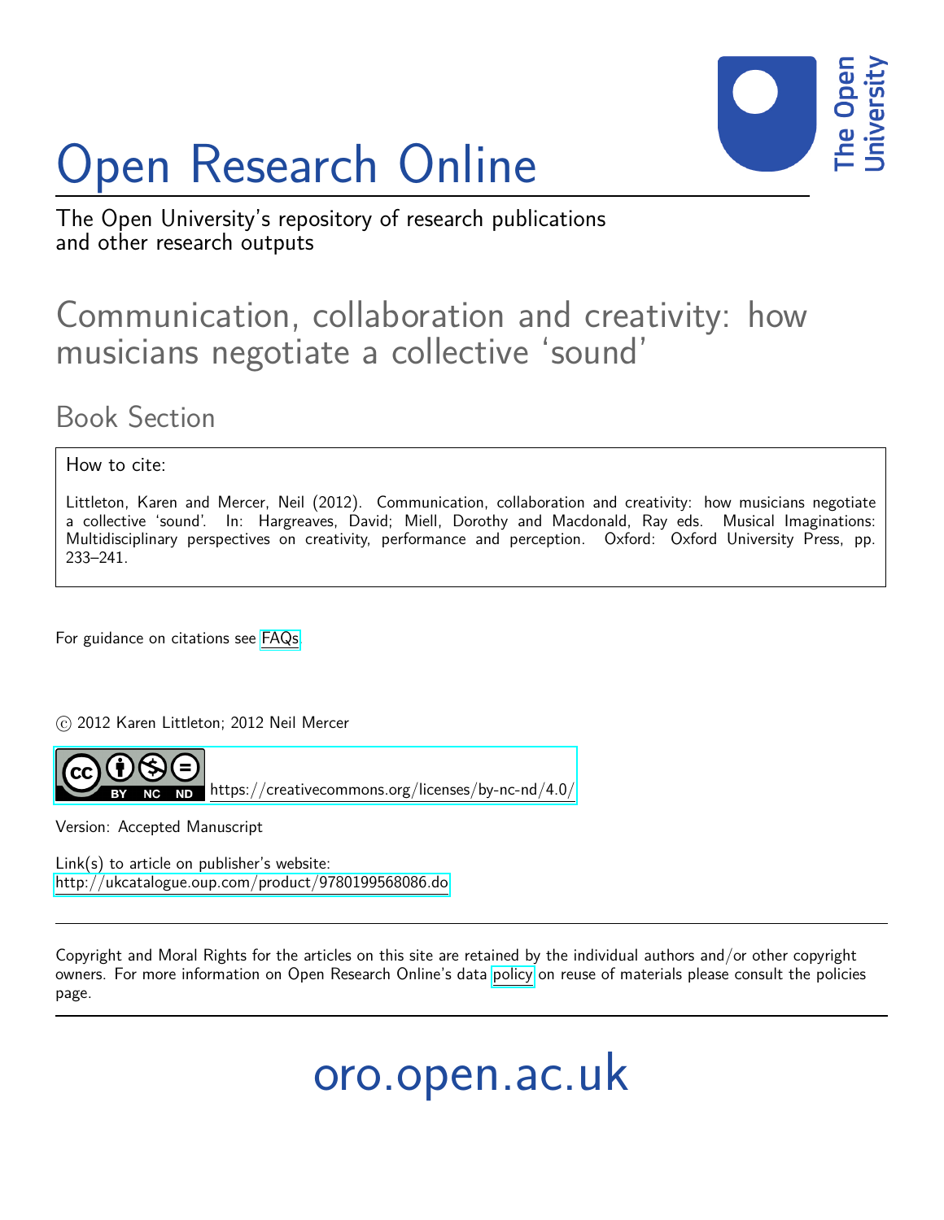# Open Research Online

The Open University's repository of research publications and other research outputs

## Communication, collaboration and creativity: how musicians negotiate a collective 'sound'

### Book Section

How to cite:

Littleton, Karen and Mercer, Neil (2012). Communication, collaboration and creativity: how musicians negotiate a collective 'sound'. In: Hargreaves, David; Miell, Dorothy and Macdonald, Ray eds. Musical Imaginations: Multidisciplinary perspectives on creativity, performance and perception. Oxford: Oxford University Press, pp. 233–241.

For guidance on citations see FAQs.

© 2012 Karen Littleton; 2012 Neil Mercer

https://creativecommons.org/licenses/by-nc-nd/4.0/

Version: Accepted Manuscript

Link(s) to article on publisher's website:
http://ukcatalogue.oup.com/product/9780199568086.do

Copyright and Moral Rights for the articles on this site are retained by the individual authors and/or other copyright owners. For more information on Open Research Online's data policy on reuse of materials please consult the policies page.

oro.open.ac.uk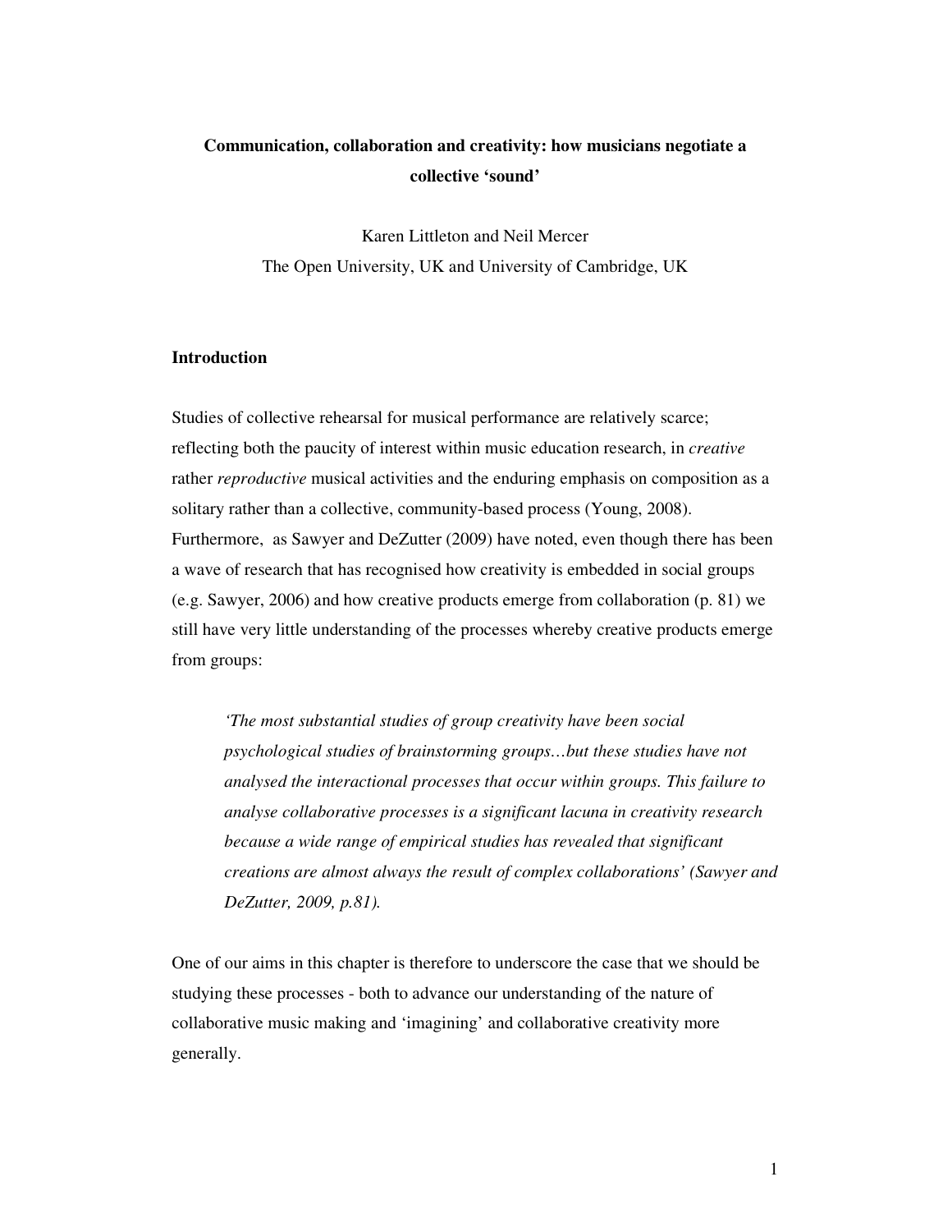**Communication, collaboration and creativity: how musicians negotiate a collective 'sound'**

Karen Littleton and Neil Mercer

The Open University, UK and University of Cambridge, UK

## Introduction

Studies of collective rehearsal for musical performance are relatively scarce; reflecting both the paucity of interest within music education research, in *creative* rather *reproductive* musical activities and the enduring emphasis on composition as a solitary rather than a collective, community-based process (Young, 2008). Furthermore, as Sawyer and DeZutter (2009) have noted, even though there has been a wave of research that has recognised how creativity is embedded in social groups (e.g. Sawyer, 2006) and how creative products emerge from collaboration (p. 81) we still have very little understanding of the processes whereby creative products emerge from groups:

> *'The most substantial studies of group creativity have been social psychological studies of brainstorming groups…but these studies have not analysed the interactional processes that occur within groups. This failure to analyse collaborative processes is a significant lacuna in creativity research because a wide range of empirical studies has revealed that significant creations are almost always the result of complex collaborations' (Sawyer and DeZutter, 2009, p.81).*

One of our aims in this chapter is therefore to underscore the case that we should be studying these processes - both to advance our understanding of the nature of collaborative music making and 'imagining' and collaborative creativity more generally.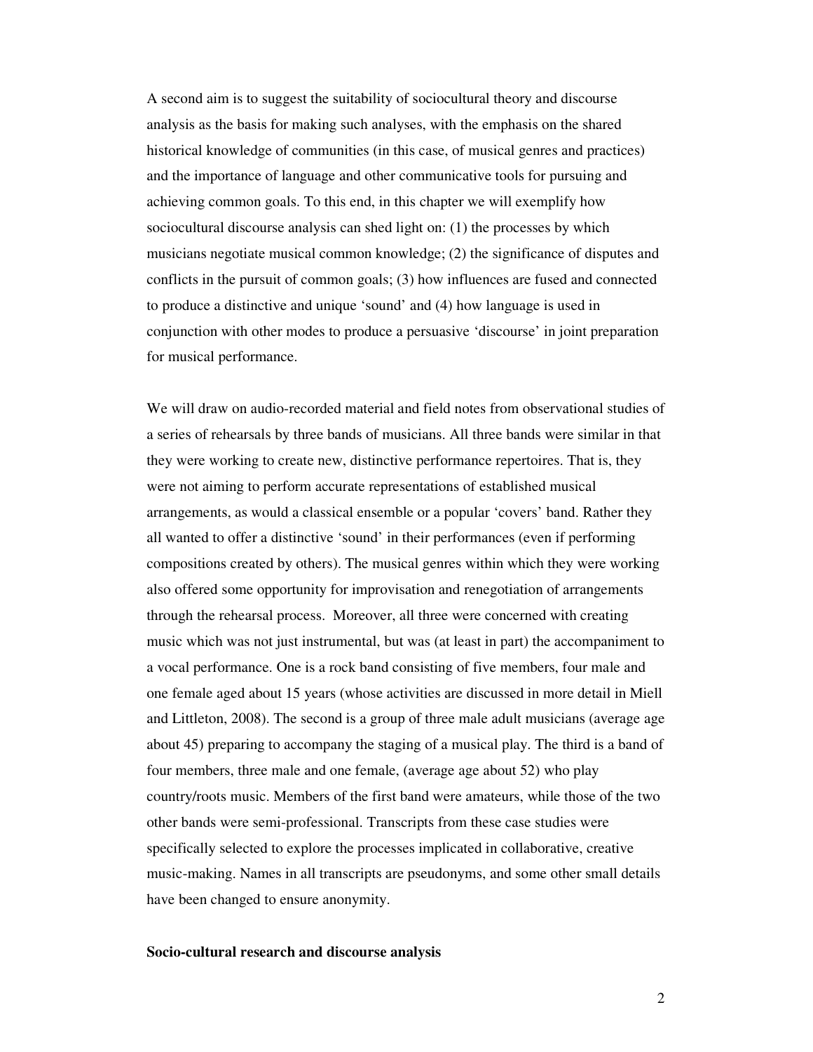A second aim is to suggest the suitability of sociocultural theory and discourse analysis as the basis for making such analyses, with the emphasis on the shared historical knowledge of communities (in this case, of musical genres and practices) and the importance of language and other communicative tools for pursuing and achieving common goals. To this end, in this chapter we will exemplify how sociocultural discourse analysis can shed light on: (1) the processes by which musicians negotiate musical common knowledge; (2) the significance of disputes and conflicts in the pursuit of common goals; (3) how influences are fused and connected to produce a distinctive and unique 'sound' and (4) how language is used in conjunction with other modes to produce a persuasive 'discourse' in joint preparation for musical performance.

We will draw on audio-recorded material and field notes from observational studies of a series of rehearsals by three bands of musicians. All three bands were similar in that they were working to create new, distinctive performance repertoires. That is, they were not aiming to perform accurate representations of established musical arrangements, as would a classical ensemble or a popular 'covers' band. Rather they all wanted to offer a distinctive 'sound' in their performances (even if performing compositions created by others). The musical genres within which they were working also offered some opportunity for improvisation and renegotiation of arrangements through the rehearsal process. Moreover, all three were concerned with creating music which was not just instrumental, but was (at least in part) the accompaniment to a vocal performance. One is a rock band consisting of five members, four male and one female aged about 15 years (whose activities are discussed in more detail in Miell and Littleton, 2008). The second is a group of three male adult musicians (average age about 45) preparing to accompany the staging of a musical play. The third is a band of four members, three male and one female, (average age about 52) who play country/roots music. Members of the first band were amateurs, while those of the two other bands were semi-professional. Transcripts from these case studies were specifically selected to explore the processes implicated in collaborative, creative music-making. Names in all transcripts are pseudonyms, and some other small details have been changed to ensure anonymity.

**Socio-cultural research and discourse analysis**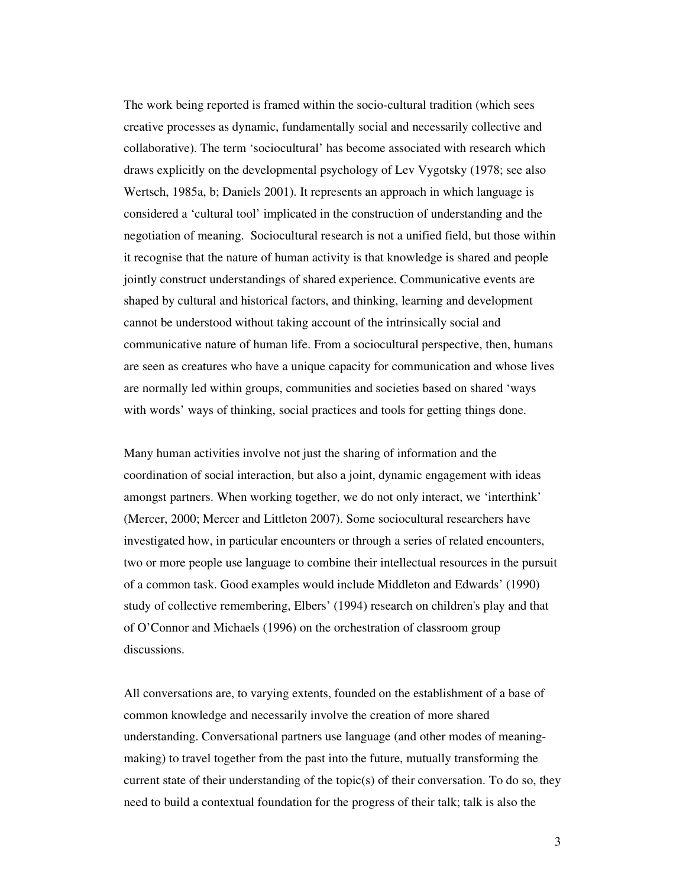The work being reported is framed within the socio-cultural tradition (which sees creative processes as dynamic, fundamentally social and necessarily collective and collaborative). The term 'sociocultural' has become associated with research which draws explicitly on the developmental psychology of Lev Vygotsky (1978; see also Wertsch, 1985a, b; Daniels 2001). It represents an approach in which language is considered a 'cultural tool' implicated in the construction of understanding and the negotiation of meaning. Sociocultural research is not a unified field, but those within it recognise that the nature of human activity is that knowledge is shared and people jointly construct understandings of shared experience. Communicative events are shaped by cultural and historical factors, and thinking, learning and development cannot be understood without taking account of the intrinsically social and communicative nature of human life. From a sociocultural perspective, then, humans are seen as creatures who have a unique capacity for communication and whose lives are normally led within groups, communities and societies based on shared 'ways with words' ways of thinking, social practices and tools for getting things done.

Many human activities involve not just the sharing of information and the coordination of social interaction, but also a joint, dynamic engagement with ideas amongst partners. When working together, we do not only interact, we 'interthink' (Mercer, 2000; Mercer and Littleton 2007). Some sociocultural researchers have investigated how, in particular encounters or through a series of related encounters, two or more people use language to combine their intellectual resources in the pursuit of a common task. Good examples would include Middleton and Edwards' (1990) study of collective remembering, Elbers' (1994) research on children's play and that of O'Connor and Michaels (1996) on the orchestration of classroom group discussions.

All conversations are, to varying extents, founded on the establishment of a base of common knowledge and necessarily involve the creation of more shared understanding. Conversational partners use language (and other modes of meaning-making) to travel together from the past into the future, mutually transforming the current state of their understanding of the topic(s) of their conversation. To do so, they need to build a contextual foundation for the progress of their talk; talk is also the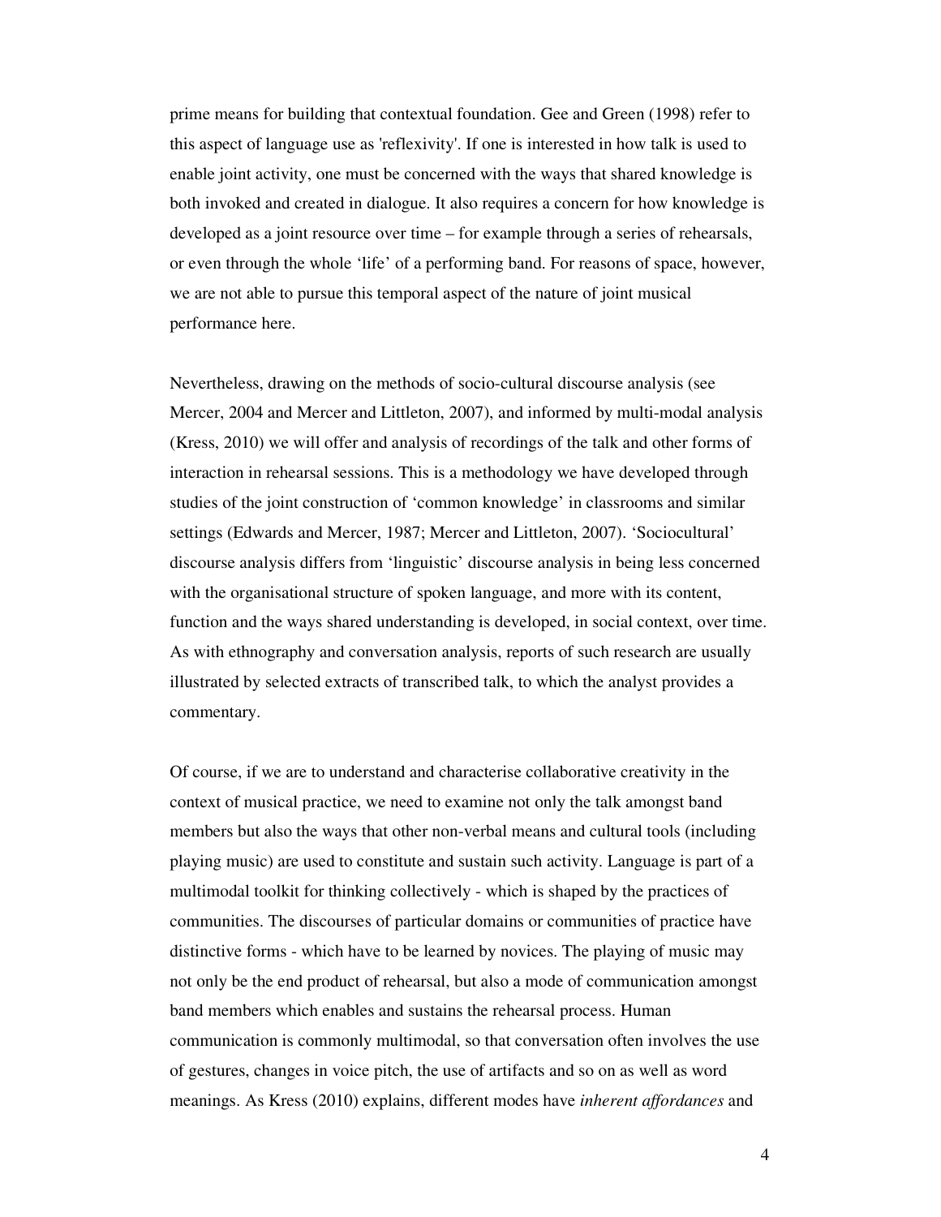prime means for building that contextual foundation. Gee and Green (1998) refer to this aspect of language use as 'reflexivity'. If one is interested in how talk is used to enable joint activity, one must be concerned with the ways that shared knowledge is both invoked and created in dialogue. It also requires a concern for how knowledge is developed as a joint resource over time – for example through a series of rehearsals, or even through the whole 'life' of a performing band. For reasons of space, however, we are not able to pursue this temporal aspect of the nature of joint musical performance here.

Nevertheless, drawing on the methods of socio-cultural discourse analysis (see Mercer, 2004 and Mercer and Littleton, 2007), and informed by multi-modal analysis (Kress, 2010) we will offer and analysis of recordings of the talk and other forms of interaction in rehearsal sessions. This is a methodology we have developed through studies of the joint construction of 'common knowledge' in classrooms and similar settings (Edwards and Mercer, 1987; Mercer and Littleton, 2007). 'Sociocultural' discourse analysis differs from 'linguistic' discourse analysis in being less concerned with the organisational structure of spoken language, and more with its content, function and the ways shared understanding is developed, in social context, over time. As with ethnography and conversation analysis, reports of such research are usually illustrated by selected extracts of transcribed talk, to which the analyst provides a commentary.

Of course, if we are to understand and characterise collaborative creativity in the context of musical practice, we need to examine not only the talk amongst band members but also the ways that other non-verbal means and cultural tools (including playing music) are used to constitute and sustain such activity. Language is part of a multimodal toolkit for thinking collectively - which is shaped by the practices of communities. The discourses of particular domains or communities of practice have distinctive forms - which have to be learned by novices. The playing of music may not only be the end product of rehearsal, but also a mode of communication amongst band members which enables and sustains the rehearsal process. Human communication is commonly multimodal, so that conversation often involves the use of gestures, changes in voice pitch, the use of artifacts and so on as well as word meanings. As Kress (2010) explains, different modes have *inherent affordances* and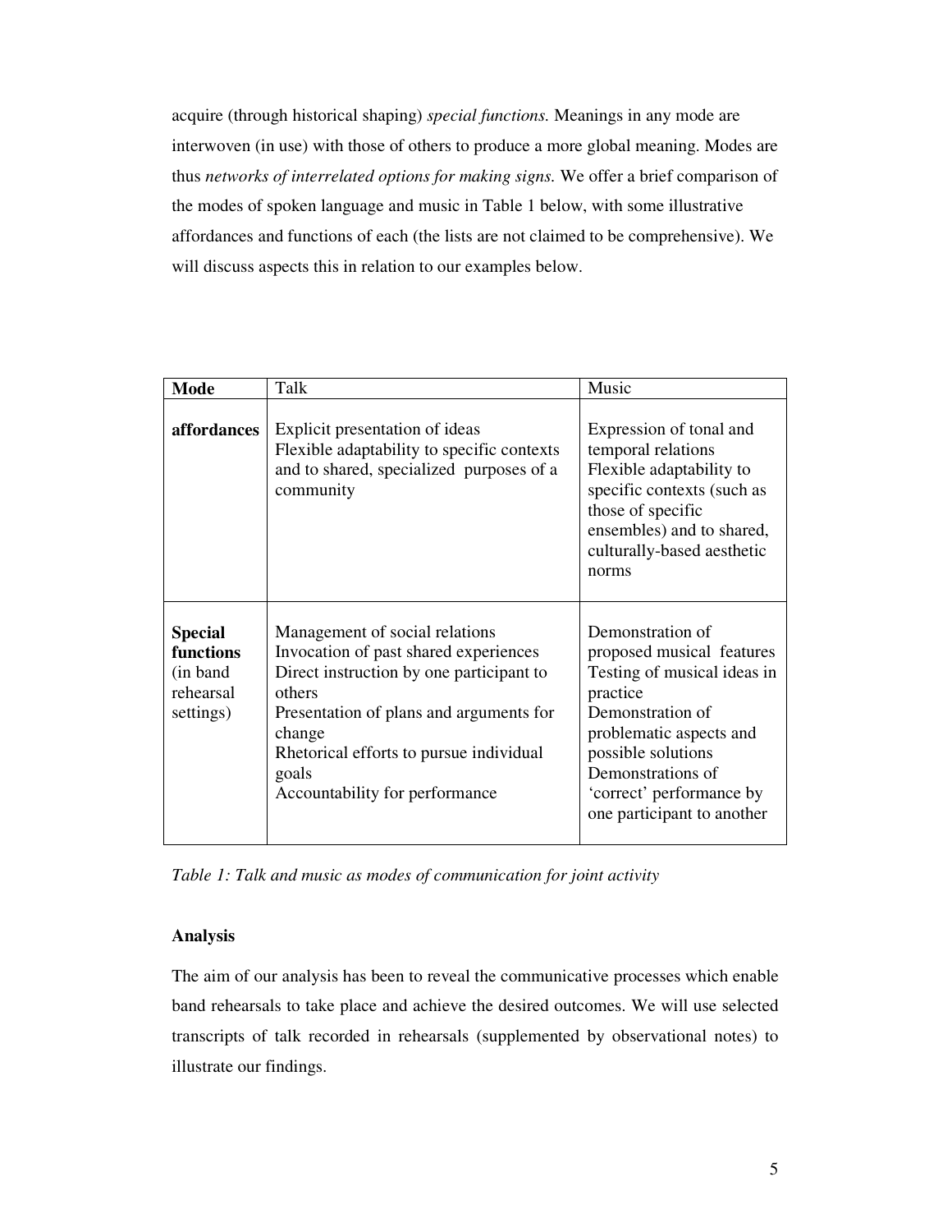acquire (through historical shaping) *special functions.* Meanings in any mode are interwoven (in use) with those of others to produce a more global meaning. Modes are thus *networks of interrelated options for making signs.* We offer a brief comparison of the modes of spoken language and music in Table 1 below, with some illustrative affordances and functions of each (the lists are not claimed to be comprehensive). We will discuss aspects this in relation to our examples below.

| **Mode** | Talk | Music |
| --- | --- | --- |
| **affordances** | Explicit presentation of ideas<br>Flexible adaptability to specific contexts and to shared, specialized purposes of a community | Expression of tonal and temporal relations<br>Flexible adaptability to specific contexts (such as those of specific ensembles) and to shared, culturally-based aesthetic norms |
| **Special functions** (in band rehearsal settings) | Management of social relations<br>Invocation of past shared experiences<br>Direct instruction by one participant to others<br>Presentation of plans and arguments for change<br>Rhetorical efforts to pursue individual goals<br>Accountability for performance | Demonstration of proposed musical features<br>Testing of musical ideas in practice<br>Demonstration of problematic aspects and possible solutions<br>Demonstrations of 'correct' performance by one participant to another |

*Table 1: Talk and music as modes of communication for joint activity*

## Analysis

The aim of our analysis has been to reveal the communicative processes which enable band rehearsals to take place and achieve the desired outcomes. We will use selected transcripts of talk recorded in rehearsals (supplemented by observational notes) to illustrate our findings.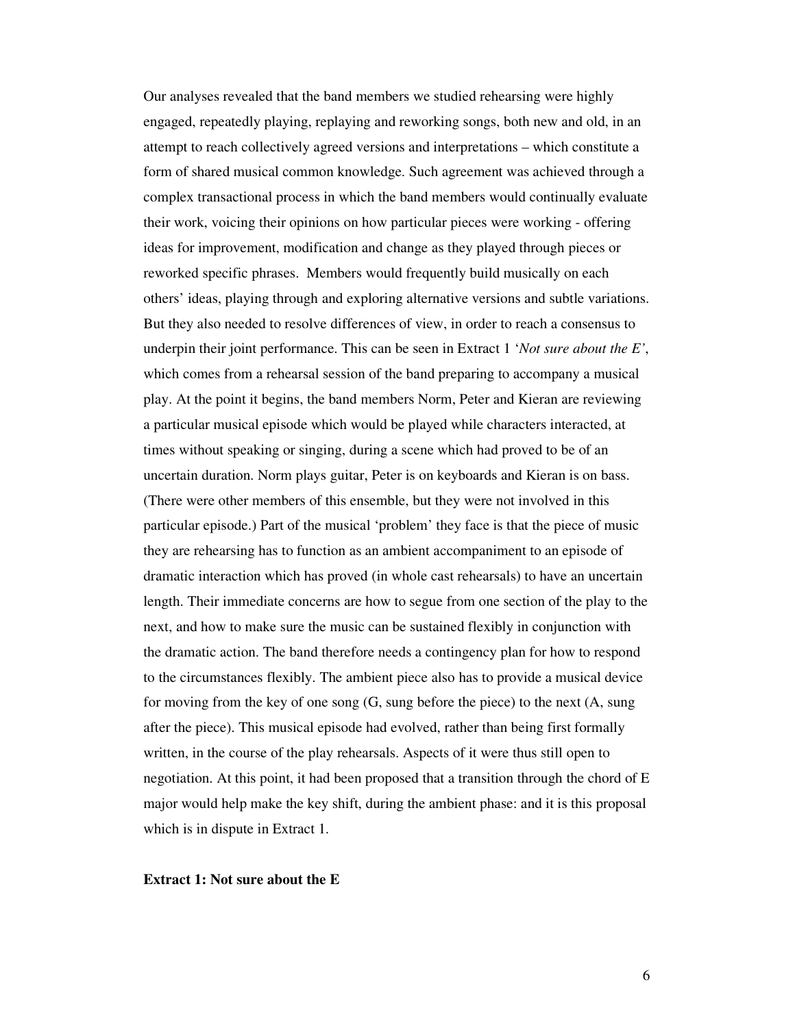Our analyses revealed that the band members we studied rehearsing were highly engaged, repeatedly playing, replaying and reworking songs, both new and old, in an attempt to reach collectively agreed versions and interpretations – which constitute a form of shared musical common knowledge. Such agreement was achieved through a complex transactional process in which the band members would continually evaluate their work, voicing their opinions on how particular pieces were working - offering ideas for improvement, modification and change as they played through pieces or reworked specific phrases. Members would frequently build musically on each others' ideas, playing through and exploring alternative versions and subtle variations. But they also needed to resolve differences of view, in order to reach a consensus to underpin their joint performance. This can be seen in Extract 1 '*Not sure about the E'*, which comes from a rehearsal session of the band preparing to accompany a musical play. At the point it begins, the band members Norm, Peter and Kieran are reviewing a particular musical episode which would be played while characters interacted, at times without speaking or singing, during a scene which had proved to be of an uncertain duration. Norm plays guitar, Peter is on keyboards and Kieran is on bass. (There were other members of this ensemble, but they were not involved in this particular episode.) Part of the musical 'problem' they face is that the piece of music they are rehearsing has to function as an ambient accompaniment to an episode of dramatic interaction which has proved (in whole cast rehearsals) to have an uncertain length. Their immediate concerns are how to segue from one section of the play to the next, and how to make sure the music can be sustained flexibly in conjunction with the dramatic action. The band therefore needs a contingency plan for how to respond to the circumstances flexibly. The ambient piece also has to provide a musical device for moving from the key of one song (G, sung before the piece) to the next (A, sung after the piece). This musical episode had evolved, rather than being first formally written, in the course of the play rehearsals. Aspects of it were thus still open to negotiation. At this point, it had been proposed that a transition through the chord of E major would help make the key shift, during the ambient phase: and it is this proposal which is in dispute in Extract 1.

**Extract 1: Not sure about the E**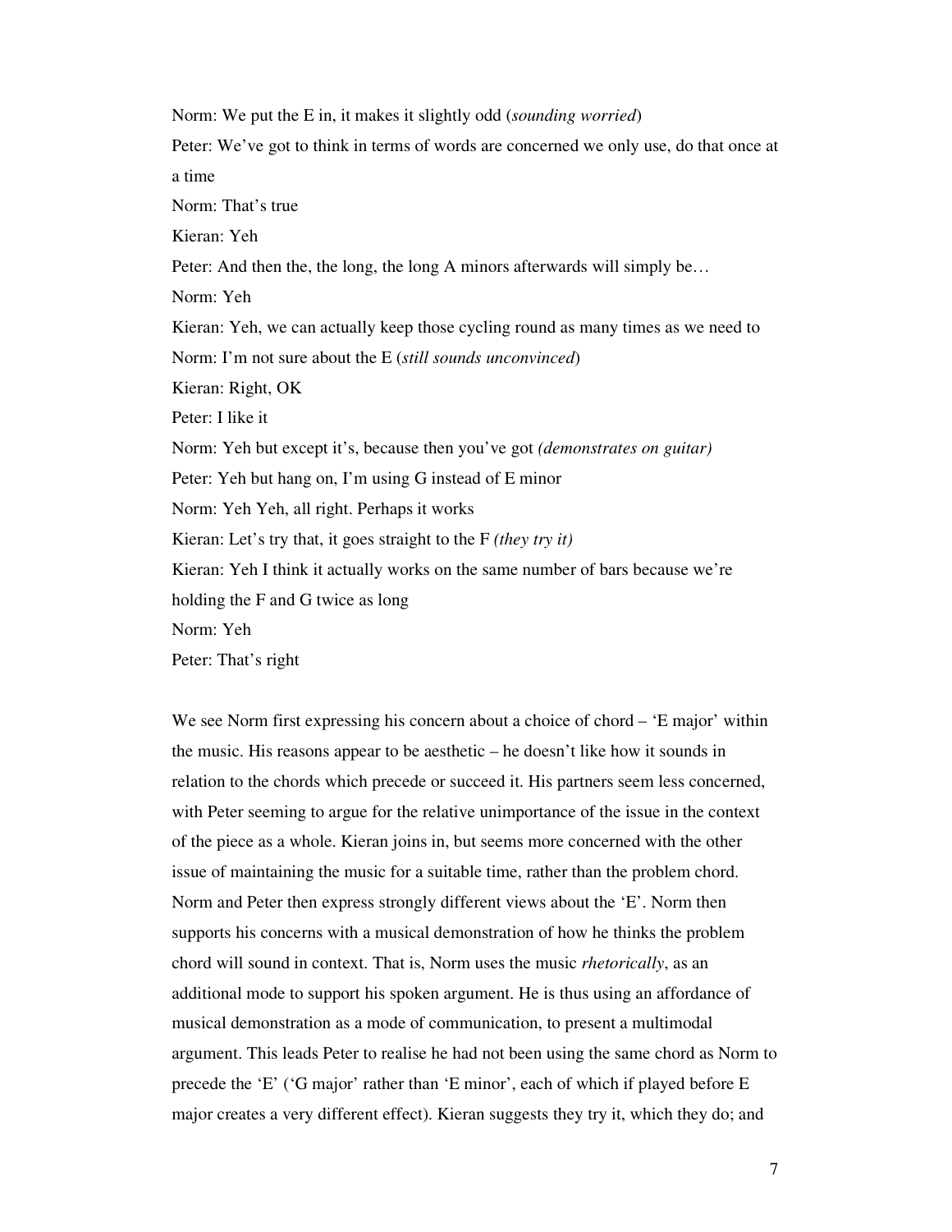Norm: We put the E in, it makes it slightly odd (*sounding worried*)

Peter: We've got to think in terms of words are concerned we only use, do that once at a time

Norm: That's true

Kieran: Yeh

Peter: And then the, the long, the long A minors afterwards will simply be…

Norm: Yeh

Kieran: Yeh, we can actually keep those cycling round as many times as we need to

Norm: I'm not sure about the E (*still sounds unconvinced*)

Kieran: Right, OK

Peter: I like it

Norm: Yeh but except it's, because then you've got *(demonstrates on guitar)*

Peter: Yeh but hang on, I'm using G instead of E minor

Norm: Yeh Yeh, all right. Perhaps it works

Kieran: Let's try that, it goes straight to the F *(they try it)*

Kieran: Yeh I think it actually works on the same number of bars because we're holding the F and G twice as long

Norm: Yeh

Peter: That's right

We see Norm first expressing his concern about a choice of chord – 'E major' within the music. His reasons appear to be aesthetic – he doesn't like how it sounds in relation to the chords which precede or succeed it. His partners seem less concerned, with Peter seeming to argue for the relative unimportance of the issue in the context of the piece as a whole. Kieran joins in, but seems more concerned with the other issue of maintaining the music for a suitable time, rather than the problem chord. Norm and Peter then express strongly different views about the 'E'. Norm then supports his concerns with a musical demonstration of how he thinks the problem chord will sound in context. That is, Norm uses the music *rhetorically*, as an additional mode to support his spoken argument. He is thus using an affordance of musical demonstration as a mode of communication, to present a multimodal argument. This leads Peter to realise he had not been using the same chord as Norm to precede the 'E' ('G major' rather than 'E minor', each of which if played before E major creates a very different effect). Kieran suggests they try it, which they do; and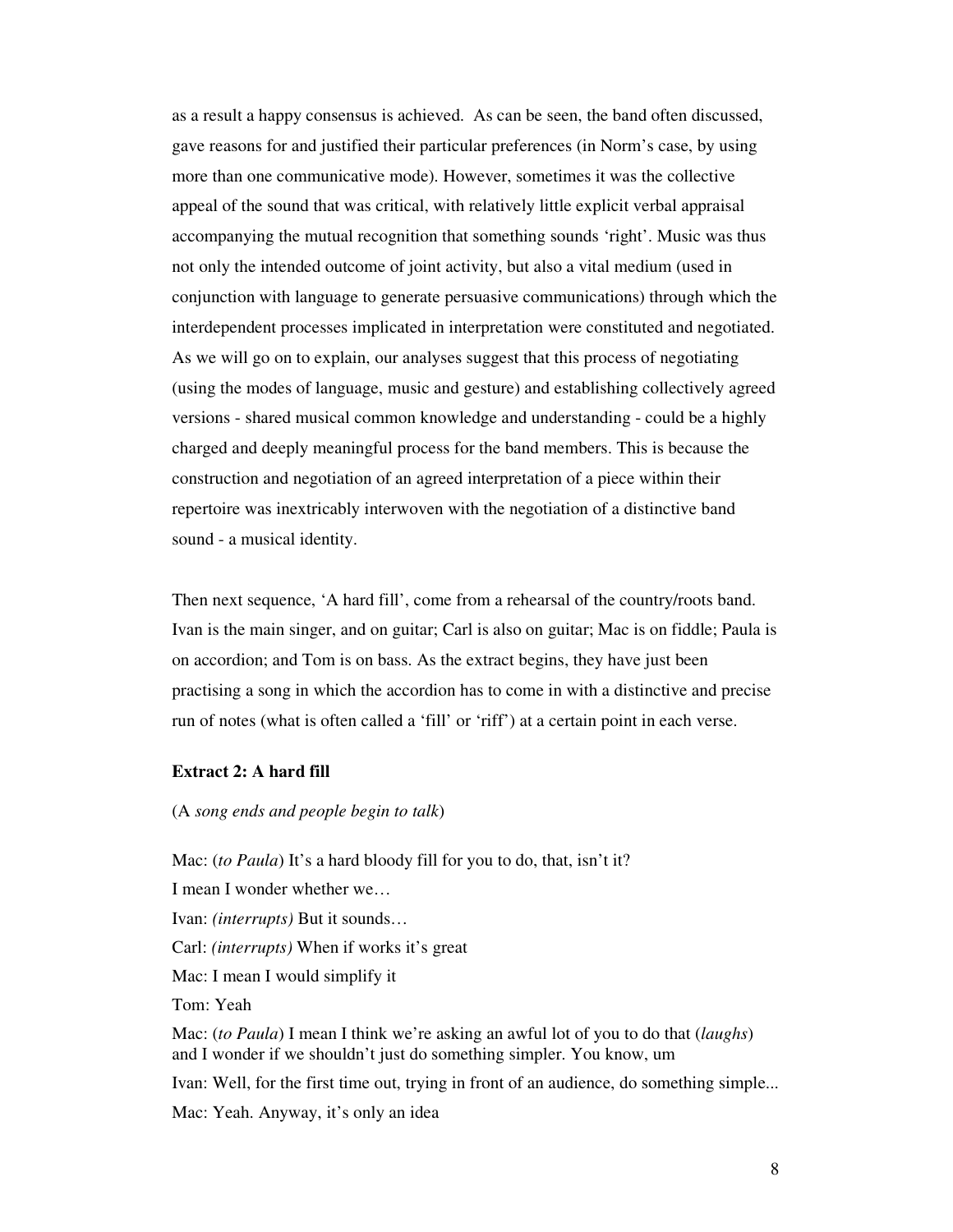as a result a happy consensus is achieved. As can be seen, the band often discussed, gave reasons for and justified their particular preferences (in Norm's case, by using more than one communicative mode). However, sometimes it was the collective appeal of the sound that was critical, with relatively little explicit verbal appraisal accompanying the mutual recognition that something sounds 'right'. Music was thus not only the intended outcome of joint activity, but also a vital medium (used in conjunction with language to generate persuasive communications) through which the interdependent processes implicated in interpretation were constituted and negotiated. As we will go on to explain, our analyses suggest that this process of negotiating (using the modes of language, music and gesture) and establishing collectively agreed versions - shared musical common knowledge and understanding - could be a highly charged and deeply meaningful process for the band members. This is because the construction and negotiation of an agreed interpretation of a piece within their repertoire was inextricably interwoven with the negotiation of a distinctive band sound - a musical identity.

Then next sequence, 'A hard fill', come from a rehearsal of the country/roots band. Ivan is the main singer, and on guitar; Carl is also on guitar; Mac is on fiddle; Paula is on accordion; and Tom is on bass. As the extract begins, they have just been practising a song in which the accordion has to come in with a distinctive and precise run of notes (what is often called a 'fill' or 'riff') at a certain point in each verse.

### Extract 2: A hard fill

(A *song ends and people begin to talk*)

Mac: (*to Paula*) It's a hard bloody fill for you to do, that, isn't it?

I mean I wonder whether we…

Ivan: *(interrupts)* But it sounds…

Carl: *(interrupts)* When if works it's great

Mac: I mean I would simplify it

Tom: Yeah

Mac: (*to Paula*) I mean I think we're asking an awful lot of you to do that (*laughs*) and I wonder if we shouldn't just do something simpler. You know, um

Ivan: Well, for the first time out, trying in front of an audience, do something simple...

Mac: Yeah. Anyway, it's only an idea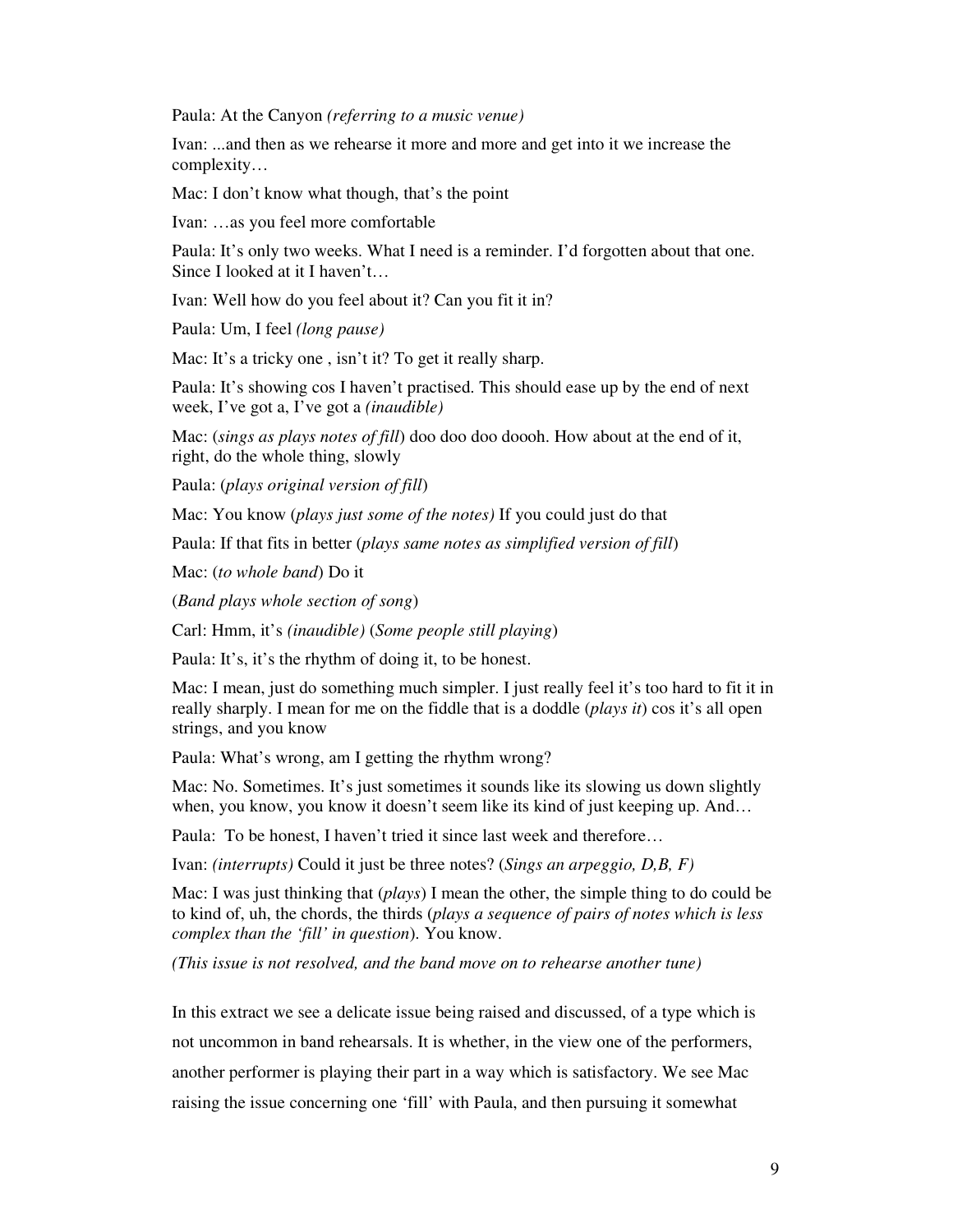Paula: At the Canyon *(referring to a music venue)*

Ivan: ...and then as we rehearse it more and more and get into it we increase the complexity…

Mac: I don't know what though, that's the point

Ivan: …as you feel more comfortable

Paula: It's only two weeks. What I need is a reminder. I'd forgotten about that one. Since I looked at it I haven't…

Ivan: Well how do you feel about it? Can you fit it in?

Paula: Um, I feel *(long pause)*

Mac: It's a tricky one , isn't it? To get it really sharp.

Paula: It's showing cos I haven't practised. This should ease up by the end of next week, I've got a, I've got a *(inaudible)*

Mac: (*sings as plays notes of fill*) doo doo doo doooh. How about at the end of it, right, do the whole thing, slowly

Paula: (*plays original version of fill*)

Mac: You know (*plays just some of the notes)* If you could just do that

Paula: If that fits in better (*plays same notes as simplified version of fill*)

Mac: (*to whole band*) Do it

(*Band plays whole section of song*)

Carl: Hmm, it's *(inaudible)* (*Some people still playing*)

Paula: It's, it's the rhythm of doing it, to be honest.

Mac: I mean, just do something much simpler. I just really feel it's too hard to fit it in really sharply. I mean for me on the fiddle that is a doddle (*plays it*) cos it's all open strings, and you know

Paula: What's wrong, am I getting the rhythm wrong?

Mac: No. Sometimes. It's just sometimes it sounds like its slowing us down slightly when, you know, you know it doesn't seem like its kind of just keeping up. And…

Paula: To be honest, I haven't tried it since last week and therefore…

Ivan: *(interrupts)* Could it just be three notes? (*Sings an arpeggio, D,B, F)*

Mac: I was just thinking that (*plays*) I mean the other, the simple thing to do could be to kind of, uh, the chords, the thirds (*plays a sequence of pairs of notes which is less complex than the 'fill' in question*). You know.

*(This issue is not resolved, and the band move on to rehearse another tune)*

In this extract we see a delicate issue being raised and discussed, of a type which is not uncommon in band rehearsals. It is whether, in the view one of the performers, another performer is playing their part in a way which is satisfactory. We see Mac raising the issue concerning one 'fill' with Paula, and then pursuing it somewhat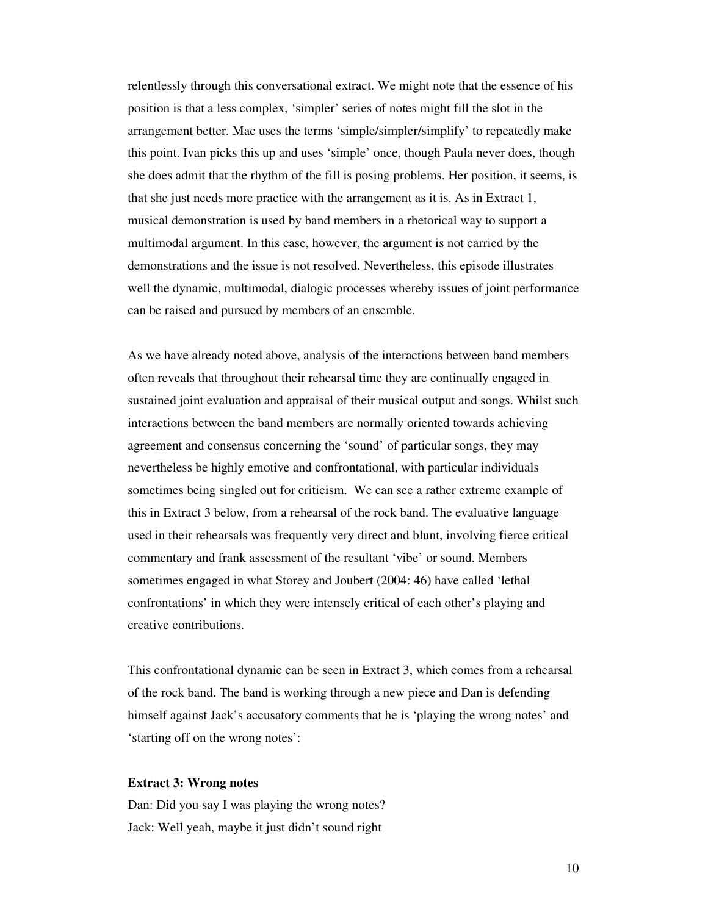relentlessly through this conversational extract. We might note that the essence of his position is that a less complex, 'simpler' series of notes might fill the slot in the arrangement better. Mac uses the terms 'simple/simpler/simplify' to repeatedly make this point. Ivan picks this up and uses 'simple' once, though Paula never does, though she does admit that the rhythm of the fill is posing problems. Her position, it seems, is that she just needs more practice with the arrangement as it is. As in Extract 1, musical demonstration is used by band members in a rhetorical way to support a multimodal argument. In this case, however, the argument is not carried by the demonstrations and the issue is not resolved. Nevertheless, this episode illustrates well the dynamic, multimodal, dialogic processes whereby issues of joint performance can be raised and pursued by members of an ensemble.

As we have already noted above, analysis of the interactions between band members often reveals that throughout their rehearsal time they are continually engaged in sustained joint evaluation and appraisal of their musical output and songs. Whilst such interactions between the band members are normally oriented towards achieving agreement and consensus concerning the 'sound' of particular songs, they may nevertheless be highly emotive and confrontational, with particular individuals sometimes being singled out for criticism. We can see a rather extreme example of this in Extract 3 below, from a rehearsal of the rock band. The evaluative language used in their rehearsals was frequently very direct and blunt, involving fierce critical commentary and frank assessment of the resultant 'vibe' or sound. Members sometimes engaged in what Storey and Joubert (2004: 46) have called 'lethal confrontations' in which they were intensely critical of each other's playing and creative contributions.

This confrontational dynamic can be seen in Extract 3, which comes from a rehearsal of the rock band. The band is working through a new piece and Dan is defending himself against Jack's accusatory comments that he is 'playing the wrong notes' and 'starting off on the wrong notes':

**Extract 3: Wrong notes**

Dan: Did you say I was playing the wrong notes?
Jack: Well yeah, maybe it just didn't sound right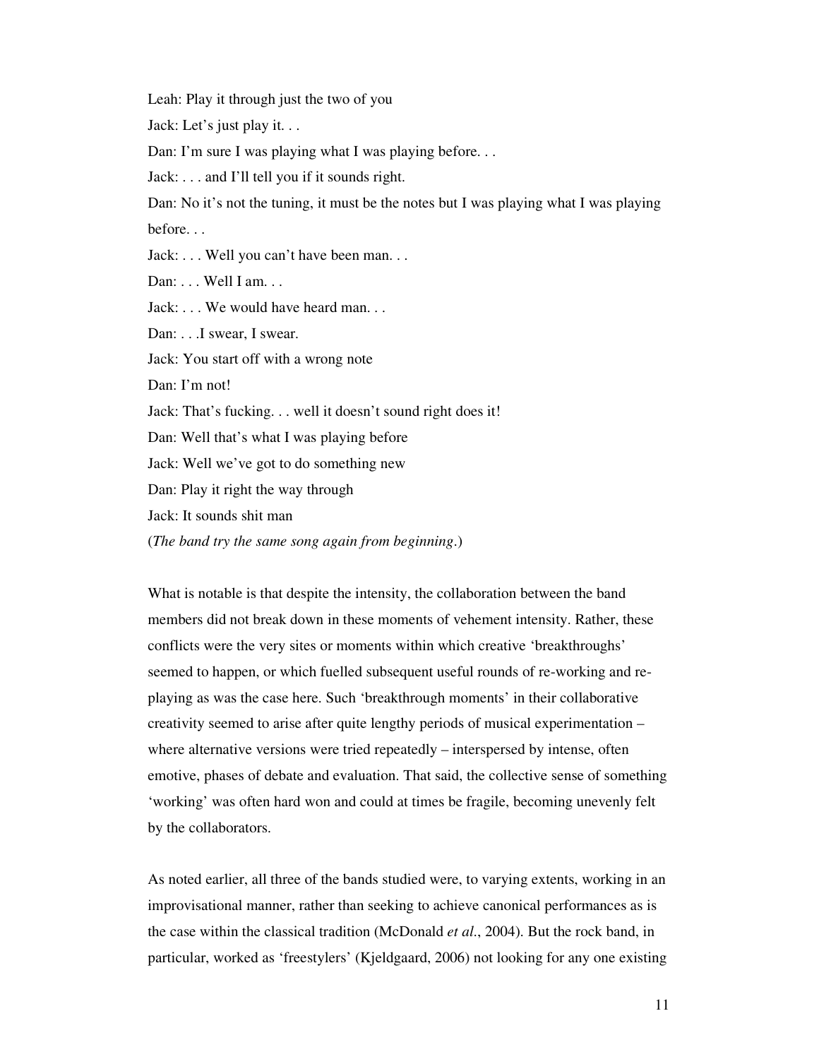Leah: Play it through just the two of you

Jack: Let's just play it. . .

Dan: I'm sure I was playing what I was playing before. . .

Jack: . . . and I'll tell you if it sounds right.

Dan: No it's not the tuning, it must be the notes but I was playing what I was playing before. . .

Jack: . . . Well you can't have been man. . .

Dan: . . . Well I am. . .

Jack: . . . We would have heard man. . .

Dan: . . .I swear, I swear.

Jack: You start off with a wrong note

Dan: I'm not!

Jack: That's fucking. . . well it doesn't sound right does it!

Dan: Well that's what I was playing before

Jack: Well we've got to do something new

Dan: Play it right the way through

Jack: It sounds shit man

(*The band try the same song again from beginning*.)

What is notable is that despite the intensity, the collaboration between the band members did not break down in these moments of vehement intensity. Rather, these conflicts were the very sites or moments within which creative 'breakthroughs' seemed to happen, or which fuelled subsequent useful rounds of re-working and re-playing as was the case here. Such 'breakthrough moments' in their collaborative creativity seemed to arise after quite lengthy periods of musical experimentation – where alternative versions were tried repeatedly – interspersed by intense, often emotive, phases of debate and evaluation. That said, the collective sense of something 'working' was often hard won and could at times be fragile, becoming unevenly felt by the collaborators.

As noted earlier, all three of the bands studied were, to varying extents, working in an improvisational manner, rather than seeking to achieve canonical performances as is the case within the classical tradition (McDonald *et al*., 2004). But the rock band, in particular, worked as 'freestylers' (Kjeldgaard, 2006) not looking for any one existing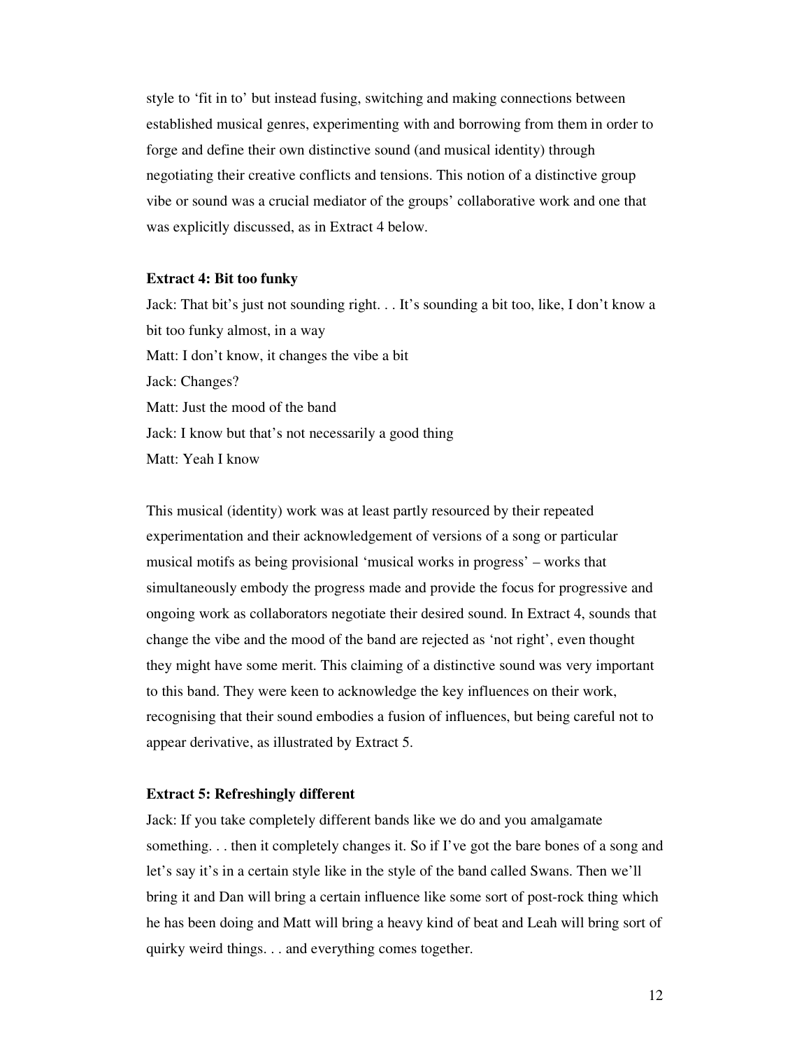style to 'fit in to' but instead fusing, switching and making connections between established musical genres, experimenting with and borrowing from them in order to forge and define their own distinctive sound (and musical identity) through negotiating their creative conflicts and tensions. This notion of a distinctive group vibe or sound was a crucial mediator of the groups' collaborative work and one that was explicitly discussed, as in Extract 4 below.

**Extract 4: Bit too funky**

Jack: That bit's just not sounding right. . . It's sounding a bit too, like, I don't know a bit too funky almost, in a way

Matt: I don't know, it changes the vibe a bit

Jack: Changes?

Matt: Just the mood of the band

Jack: I know but that's not necessarily a good thing

Matt: Yeah I know

This musical (identity) work was at least partly resourced by their repeated experimentation and their acknowledgement of versions of a song or particular musical motifs as being provisional 'musical works in progress' – works that simultaneously embody the progress made and provide the focus for progressive and ongoing work as collaborators negotiate their desired sound. In Extract 4, sounds that change the vibe and the mood of the band are rejected as 'not right', even thought they might have some merit. This claiming of a distinctive sound was very important to this band. They were keen to acknowledge the key influences on their work, recognising that their sound embodies a fusion of influences, but being careful not to appear derivative, as illustrated by Extract 5.

**Extract 5: Refreshingly different**

Jack: If you take completely different bands like we do and you amalgamate something. . . then it completely changes it. So if I've got the bare bones of a song and let's say it's in a certain style like in the style of the band called Swans. Then we'll bring it and Dan will bring a certain influence like some sort of post-rock thing which he has been doing and Matt will bring a heavy kind of beat and Leah will bring sort of quirky weird things. . . and everything comes together.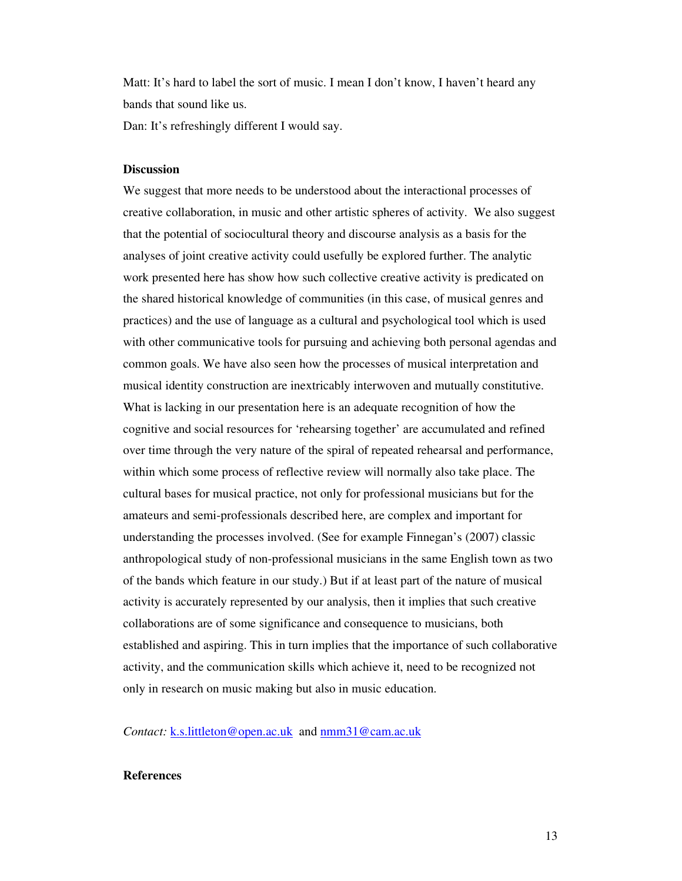Matt: It's hard to label the sort of music. I mean I don't know, I haven't heard any bands that sound like us.

Dan: It's refreshingly different I would say.

**Discussion**

We suggest that more needs to be understood about the interactional processes of creative collaboration, in music and other artistic spheres of activity. We also suggest that the potential of sociocultural theory and discourse analysis as a basis for the analyses of joint creative activity could usefully be explored further. The analytic work presented here has show how such collective creative activity is predicated on the shared historical knowledge of communities (in this case, of musical genres and practices) and the use of language as a cultural and psychological tool which is used with other communicative tools for pursuing and achieving both personal agendas and common goals. We have also seen how the processes of musical interpretation and musical identity construction are inextricably interwoven and mutually constitutive. What is lacking in our presentation here is an adequate recognition of how the cognitive and social resources for 'rehearsing together' are accumulated and refined over time through the very nature of the spiral of repeated rehearsal and performance, within which some process of reflective review will normally also take place. The cultural bases for musical practice, not only for professional musicians but for the amateurs and semi-professionals described here, are complex and important for understanding the processes involved. (See for example Finnegan's (2007) classic anthropological study of non-professional musicians in the same English town as two of the bands which feature in our study.) But if at least part of the nature of musical activity is accurately represented by our analysis, then it implies that such creative collaborations are of some significance and consequence to musicians, both established and aspiring. This in turn implies that the importance of such collaborative activity, and the communication skills which achieve it, need to be recognized not only in research on music making but also in music education.

*Contact:* k.s.littleton@open.ac.uk and nmm31@cam.ac.uk

**References**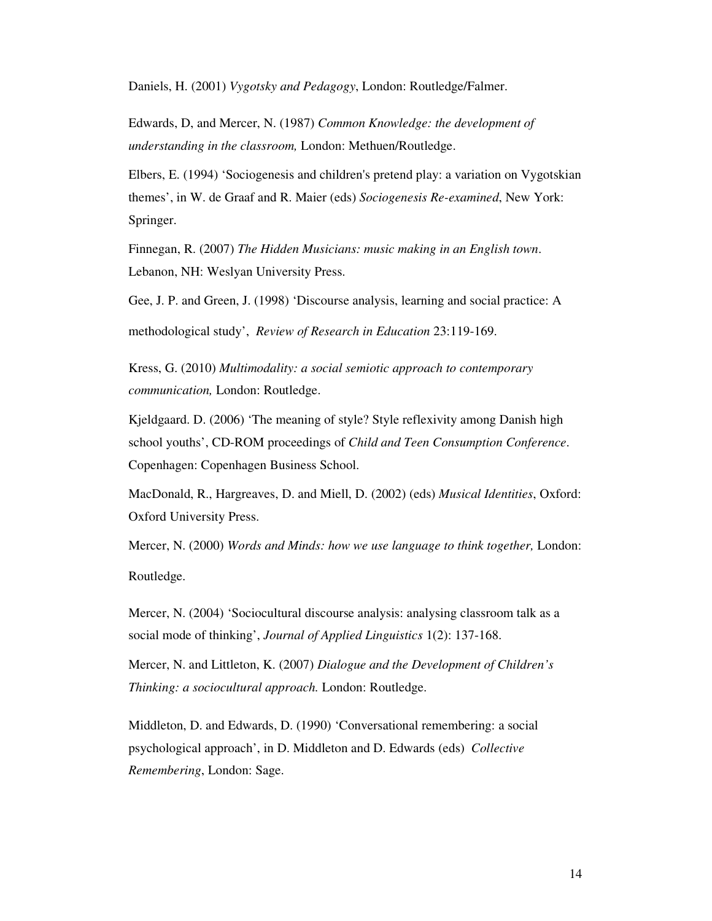Daniels, H. (2001) *Vygotsky and Pedagogy*, London: Routledge/Falmer.

Edwards, D, and Mercer, N. (1987) *Common Knowledge: the development of understanding in the classroom,* London: Methuen/Routledge.

Elbers, E. (1994) 'Sociogenesis and children's pretend play: a variation on Vygotskian themes', in W. de Graaf and R. Maier (eds) *Sociogenesis Re-examined*, New York: Springer.

Finnegan, R. (2007) *The Hidden Musicians: music making in an English town*. Lebanon, NH: Weslyan University Press.

Gee, J. P. and Green, J. (1998) 'Discourse analysis, learning and social practice: A methodological study', *Review of Research in Education* 23:119-169.

Kress, G. (2010) *Multimodality: a social semiotic approach to contemporary communication,* London: Routledge.

Kjeldgaard. D. (2006) 'The meaning of style? Style reflexivity among Danish high school youths', CD-ROM proceedings of *Child and Teen Consumption Conference*. Copenhagen: Copenhagen Business School.

MacDonald, R., Hargreaves, D. and Miell, D. (2002) (eds) *Musical Identities*, Oxford: Oxford University Press.

Mercer, N. (2000) *Words and Minds: how we use language to think together,* London: Routledge.

Mercer, N. (2004) 'Sociocultural discourse analysis: analysing classroom talk as a social mode of thinking', *Journal of Applied Linguistics* 1(2): 137-168.

Mercer, N. and Littleton, K. (2007) *Dialogue and the Development of Children's Thinking: a sociocultural approach.* London: Routledge.

Middleton, D. and Edwards, D. (1990) 'Conversational remembering: a social psychological approach', in D. Middleton and D. Edwards (eds) *Collective Remembering*, London: Sage.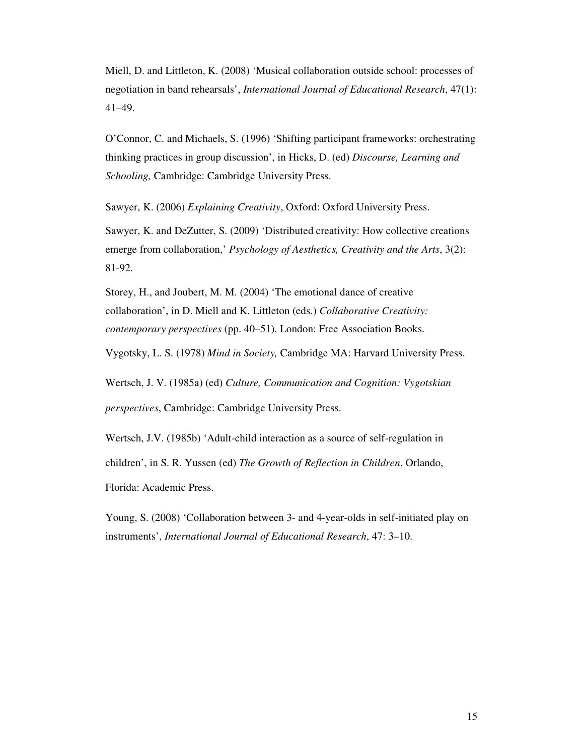Miell, D. and Littleton, K. (2008) 'Musical collaboration outside school: processes of negotiation in band rehearsals', *International Journal of Educational Research*, 47(1): 41–49.

O'Connor, C. and Michaels, S. (1996) 'Shifting participant frameworks: orchestrating thinking practices in group discussion', in Hicks, D. (ed) *Discourse, Learning and Schooling,* Cambridge: Cambridge University Press.

Sawyer, K. (2006) *Explaining Creativity*, Oxford: Oxford University Press.

Sawyer, K. and DeZutter, S. (2009) 'Distributed creativity: How collective creations emerge from collaboration,' *Psychology of Aesthetics, Creativity and the Arts*, 3(2): 81-92.

Storey, H., and Joubert, M. M. (2004) 'The emotional dance of creative collaboration', in D. Miell and K. Littleton (eds.) *Collaborative Creativity: contemporary perspectives* (pp. 40–51). London: Free Association Books.

Vygotsky, L. S. (1978) *Mind in Society,* Cambridge MA: Harvard University Press.

Wertsch, J. V. (1985a) (ed) *Culture, Communication and Cognition: Vygotskian perspectives*, Cambridge: Cambridge University Press.

Wertsch, J.V. (1985b) 'Adult-child interaction as a source of self-regulation in children', in S. R. Yussen (ed) *The Growth of Reflection in Children*, Orlando, Florida: Academic Press.

Young, S. (2008) 'Collaboration between 3- and 4-year-olds in self-initiated play on instruments', *International Journal of Educational Research*, 47: 3–10.